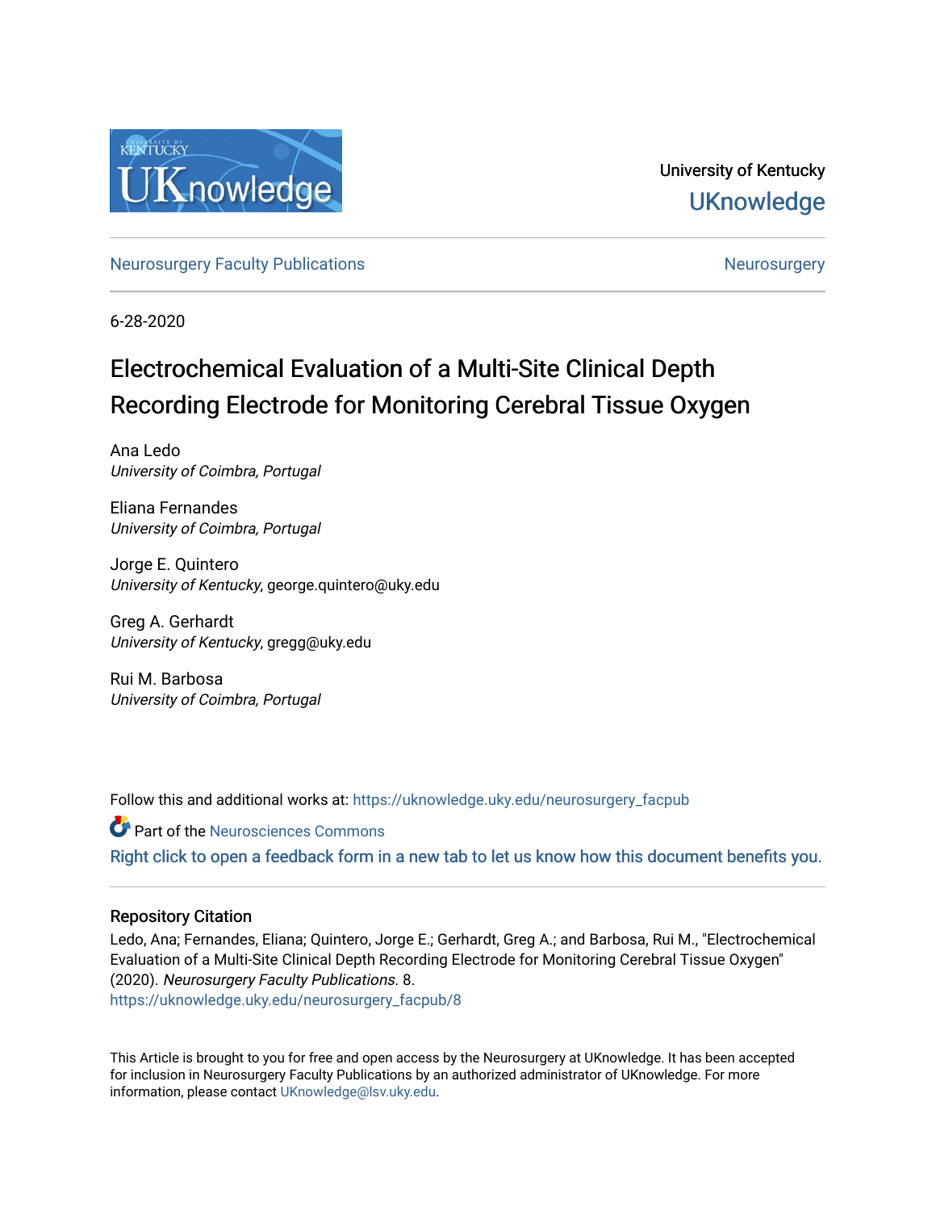University of Kentucky
UKnowledge

Neurosurgery Faculty Publications | Neurosurgery

6-28-2020

# Electrochemical Evaluation of a Multi-Site Clinical Depth Recording Electrode for Monitoring Cerebral Tissue Oxygen

Ana Ledo
*University of Coimbra, Portugal*

Eliana Fernandes
*University of Coimbra, Portugal*

Jorge E. Quintero
*University of Kentucky*, george.quintero@uky.edu

Greg A. Gerhardt
*University of Kentucky*, gregg@uky.edu

Rui M. Barbosa
*University of Coimbra, Portugal*

Follow this and additional works at: https://uknowledge.uky.edu/neurosurgery_facpub

Part of the Neurosciences Commons

Right click to open a feedback form in a new tab to let us know how this document benefits you.

## Repository Citation

Ledo, Ana; Fernandes, Eliana; Quintero, Jorge E.; Gerhardt, Greg A.; and Barbosa, Rui M., "Electrochemical Evaluation of a Multi-Site Clinical Depth Recording Electrode for Monitoring Cerebral Tissue Oxygen" (2020). *Neurosurgery Faculty Publications*. 8.
https://uknowledge.uky.edu/neurosurgery_facpub/8

This Article is brought to you for free and open access by the Neurosurgery at UKnowledge. It has been accepted for inclusion in Neurosurgery Faculty Publications by an authorized administrator of UKnowledge. For more information, please contact UKnowledge@lsv.uky.edu.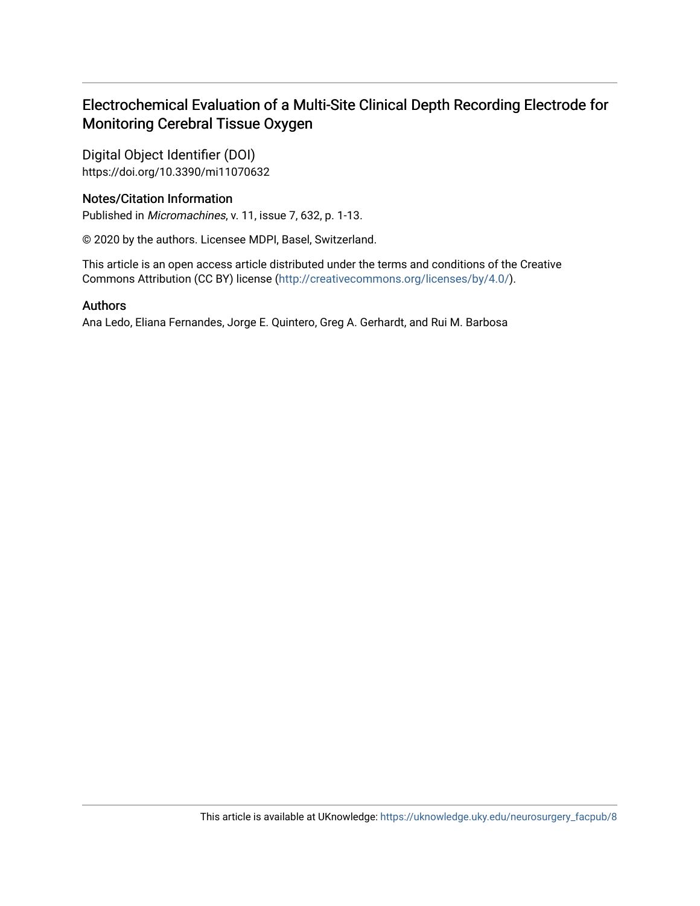# Electrochemical Evaluation of a Multi-Site Clinical Depth Recording Electrode for Monitoring Cerebral Tissue Oxygen

## Digital Object Identifier (DOI)

https://doi.org/10.3390/mi11070632

## Notes/Citation Information

Published in *Micromachines*, v. 11, issue 7, 632, p. 1-13.

© 2020 by the authors. Licensee MDPI, Basel, Switzerland.

This article is an open access article distributed under the terms and conditions of the Creative Commons Attribution (CC BY) license (http://creativecommons.org/licenses/by/4.0/).

## Authors

Ana Ledo, Eliana Fernandes, Jorge E. Quintero, Greg A. Gerhardt, and Rui M. Barbosa

This article is available at UKnowledge: https://uknowledge.uky.edu/neurosurgery_facpub/8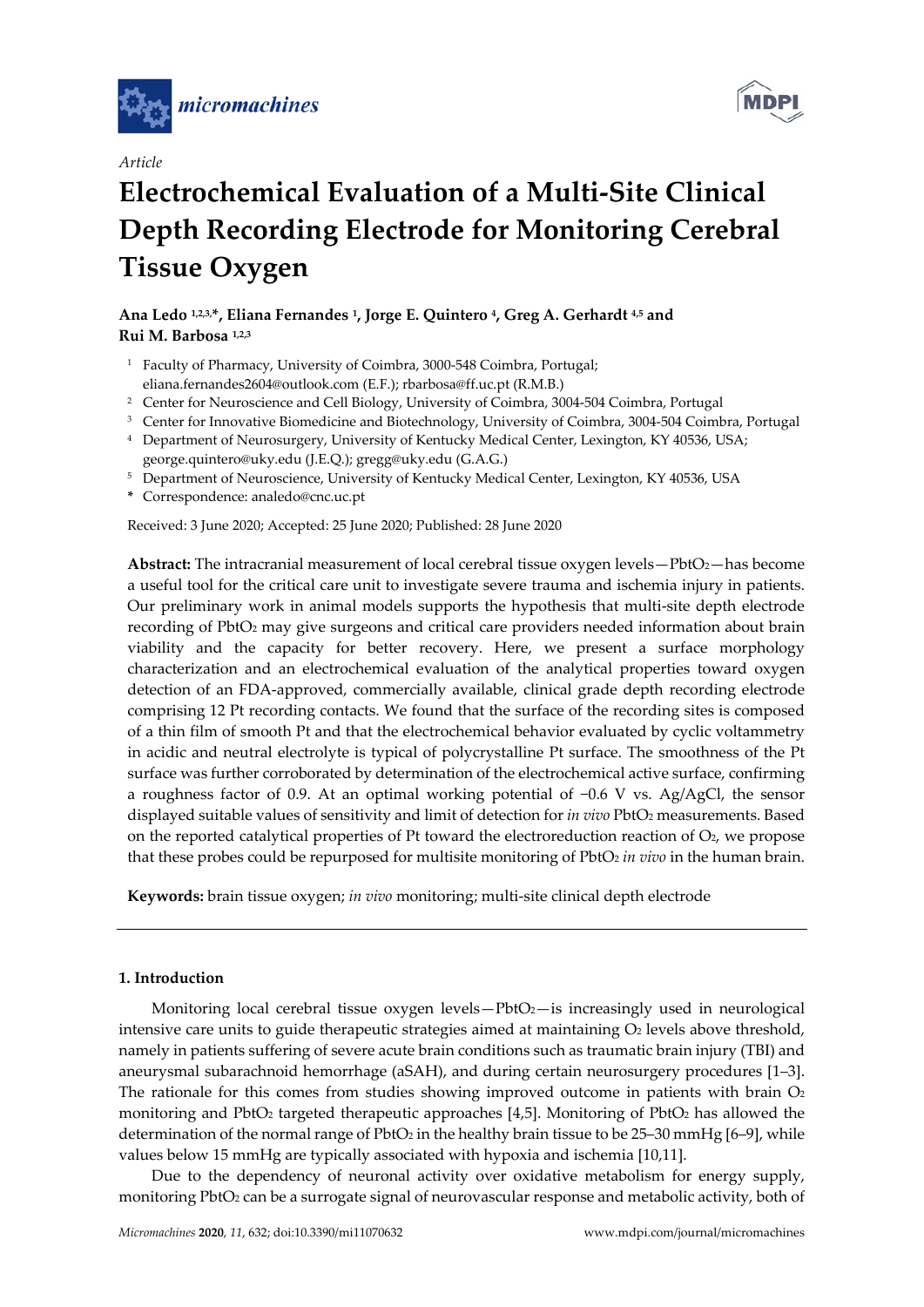Article

# Electrochemical Evaluation of a Multi-Site Clinical Depth Recording Electrode for Monitoring Cerebral Tissue Oxygen

**Ana Ledo [1,2,3,*], Eliana Fernandes [1], Jorge E. Quintero [4], Greg A. Gerhardt [4,5] and Rui M. Barbosa [1,2,3]**

[1] Faculty of Pharmacy, University of Coimbra, 3000-548 Coimbra, Portugal; eliana.fernandes2604@outlook.com (E.F.); rbarbosa@ff.uc.pt (R.M.B.)
[2] Center for Neuroscience and Cell Biology, University of Coimbra, 3004-504 Coimbra, Portugal
[3] Center for Innovative Biomedicine and Biotechnology, University of Coimbra, 3004-504 Coimbra, Portugal
[4] Department of Neurosurgery, University of Kentucky Medical Center, Lexington, KY 40536, USA; george.quintero@uky.edu (J.E.Q.); gregg@uky.edu (G.A.G.)
[5] Department of Neuroscience, University of Kentucky Medical Center, Lexington, KY 40536, USA
* Correspondence: analedo@cnc.uc.pt

Received: 3 June 2020; Accepted: 25 June 2020; Published: 28 June 2020

**Abstract:** The intracranial measurement of local cerebral tissue oxygen levels—$PbtO_2$—has become a useful tool for the critical care unit to investigate severe trauma and ischemia injury in patients. Our preliminary work in animal models supports the hypothesis that multi-site depth electrode recording of $PbtO_2$ may give surgeons and critical care providers needed information about brain viability and the capacity for better recovery. Here, we present a surface morphology characterization and an electrochemical evaluation of the analytical properties toward oxygen detection of an FDA-approved, commercially available, clinical grade depth recording electrode comprising 12 Pt recording contacts. We found that the surface of the recording sites is composed of a thin film of smooth Pt and that the electrochemical behavior evaluated by cyclic voltammetry in acidic and neutral electrolyte is typical of polycrystalline Pt surface. The smoothness of the Pt surface was further corroborated by determination of the electrochemical active surface, confirming a roughness factor of 0.9. At an optimal working potential of −0.6 V vs. Ag/AgCl, the sensor displayed suitable values of sensitivity and limit of detection for *in vivo* $PbtO_2$ measurements. Based on the reported catalytical properties of Pt toward the electroreduction reaction of $O_2$, we propose that these probes could be repurposed for multisite monitoring of $PbtO_2$ *in vivo* in the human brain.

**Keywords:** brain tissue oxygen; *in vivo* monitoring; multi-site clinical depth electrode

## 1. Introduction

Monitoring local cerebral tissue oxygen levels—$PbtO_2$—is increasingly used in neurological intensive care units to guide therapeutic strategies aimed at maintaining $O_2$ levels above threshold, namely in patients suffering of severe acute brain conditions such as traumatic brain injury (TBI) and aneurysmal subarachnoid hemorrhage (aSAH), and during certain neurosurgery procedures [1–3]. The rationale for this comes from studies showing improved outcome in patients with brain $O_2$ monitoring and $PbtO_2$ targeted therapeutic approaches [4,5]. Monitoring of $PbtO_2$ has allowed the determination of the normal range of $PbtO_2$ in the healthy brain tissue to be 25–30 mmHg [6–9], while values below 15 mmHg are typically associated with hypoxia and ischemia [10,11].

Due to the dependency of neuronal activity over oxidative metabolism for energy supply, monitoring $PbtO_2$ can be a surrogate signal of neurovascular response and metabolic activity, both of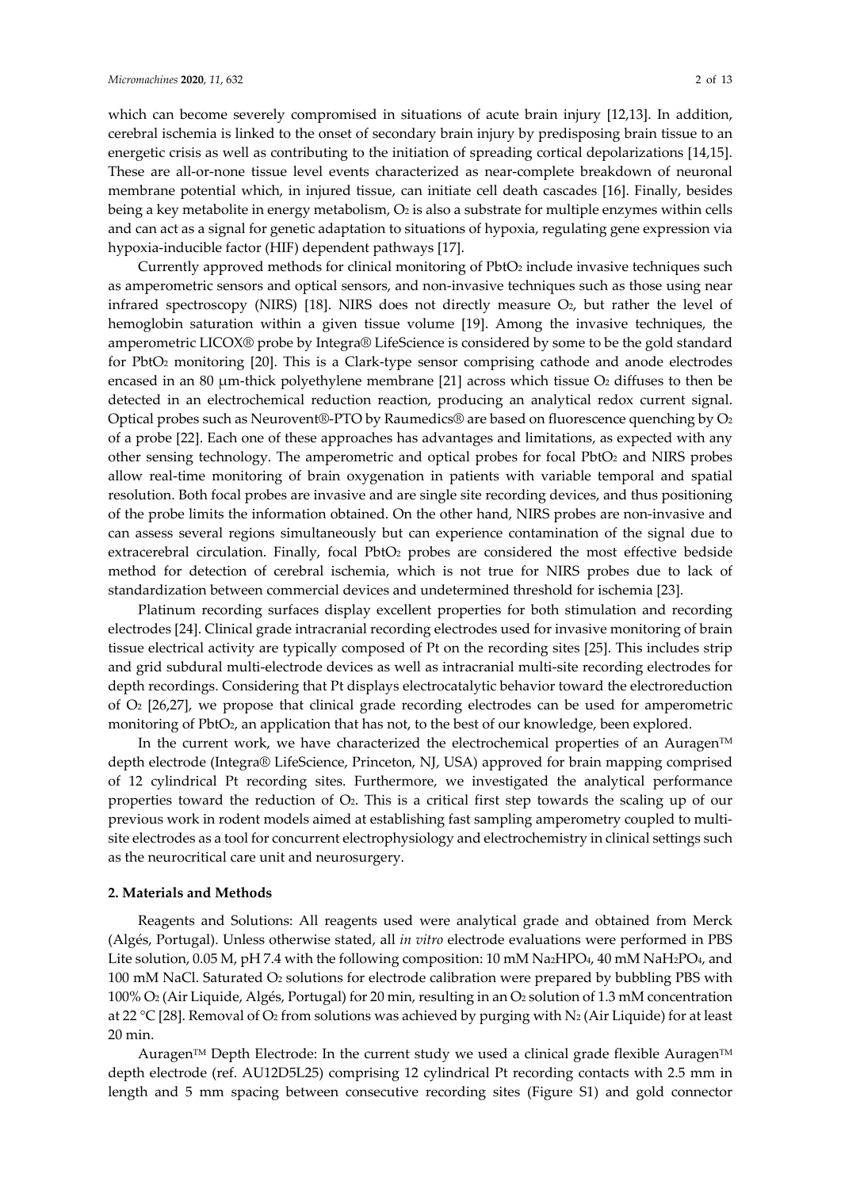which can become severely compromised in situations of acute brain injury [12,13]. In addition, cerebral ischemia is linked to the onset of secondary brain injury by predisposing brain tissue to an energetic crisis as well as contributing to the initiation of spreading cortical depolarizations [14,15]. These are all-or-none tissue level events characterized as near-complete breakdown of neuronal membrane potential which, in injured tissue, can initiate cell death cascades [16]. Finally, besides being a key metabolite in energy metabolism, $O_2$ is also a substrate for multiple enzymes within cells and can act as a signal for genetic adaptation to situations of hypoxia, regulating gene expression via hypoxia-inducible factor (HIF) dependent pathways [17].

Currently approved methods for clinical monitoring of $PbtO_2$ include invasive techniques such as amperometric sensors and optical sensors, and non-invasive techniques such as those using near infrared spectroscopy (NIRS) [18]. NIRS does not directly measure $O_2$, but rather the level of hemoglobin saturation within a given tissue volume [19]. Among the invasive techniques, the amperometric LICOX® probe by Integra® LifeScience is considered by some to be the gold standard for $PbtO_2$ monitoring [20]. This is a Clark-type sensor comprising cathode and anode electrodes encased in an 80 μm-thick polyethylene membrane [21] across which tissue $O_2$ diffuses to then be detected in an electrochemical reduction reaction, producing an analytical redox current signal. Optical probes such as Neurovent®-PTO by Raumedics® are based on fluorescence quenching by $O_2$ of a probe [22]. Each one of these approaches has advantages and limitations, as expected with any other sensing technology. The amperometric and optical probes for focal $PbtO_2$ and NIRS probes allow real-time monitoring of brain oxygenation in patients with variable temporal and spatial resolution. Both focal probes are invasive and are single site recording devices, and thus positioning of the probe limits the information obtained. On the other hand, NIRS probes are non-invasive and can assess several regions simultaneously but can experience contamination of the signal due to extracerebral circulation. Finally, focal $PbtO_2$ probes are considered the most effective bedside method for detection of cerebral ischemia, which is not true for NIRS probes due to lack of standardization between commercial devices and undetermined threshold for ischemia [23].

Platinum recording surfaces display excellent properties for both stimulation and recording electrodes [24]. Clinical grade intracranial recording electrodes used for invasive monitoring of brain tissue electrical activity are typically composed of Pt on the recording sites [25]. This includes strip and grid subdural multi-electrode devices as well as intracranial multi-site recording electrodes for depth recordings. Considering that Pt displays electrocatalytic behavior toward the electroreduction of $O_2$ [26,27], we propose that clinical grade recording electrodes can be used for amperometric monitoring of $PbtO_2$, an application that has not, to the best of our knowledge, been explored.

In the current work, we have characterized the electrochemical properties of an Auragen™ depth electrode (Integra® LifeScience, Princeton, NJ, USA) approved for brain mapping comprised of 12 cylindrical Pt recording sites. Furthermore, we investigated the analytical performance properties toward the reduction of $O_2$. This is a critical first step towards the scaling up of our previous work in rodent models aimed at establishing fast sampling amperometry coupled to multi-site electrodes as a tool for concurrent electrophysiology and electrochemistry in clinical settings such as the neurocritical care unit and neurosurgery.

## 2. Materials and Methods

Reagents and Solutions: All reagents used were analytical grade and obtained from Merck (Algés, Portugal). Unless otherwise stated, all *in vitro* electrode evaluations were performed in PBS Lite solution, 0.05 M, pH 7.4 with the following composition: 10 mM $Na_2HPO_4$, 40 mM $NaH_2PO_4$, and 100 mM NaCl. Saturated $O_2$ solutions for electrode calibration were prepared by bubbling PBS with 100% $O_2$ (Air Liquide, Algés, Portugal) for 20 min, resulting in an $O_2$ solution of 1.3 mM concentration at 22 °C [28]. Removal of $O_2$ from solutions was achieved by purging with $N_2$ (Air Liquide) for at least 20 min.

Auragen™ Depth Electrode: In the current study we used a clinical grade flexible Auragen™ depth electrode (ref. AU12D5L25) comprising 12 cylindrical Pt recording contacts with 2.5 mm in length and 5 mm spacing between consecutive recording sites (Figure S1) and gold connector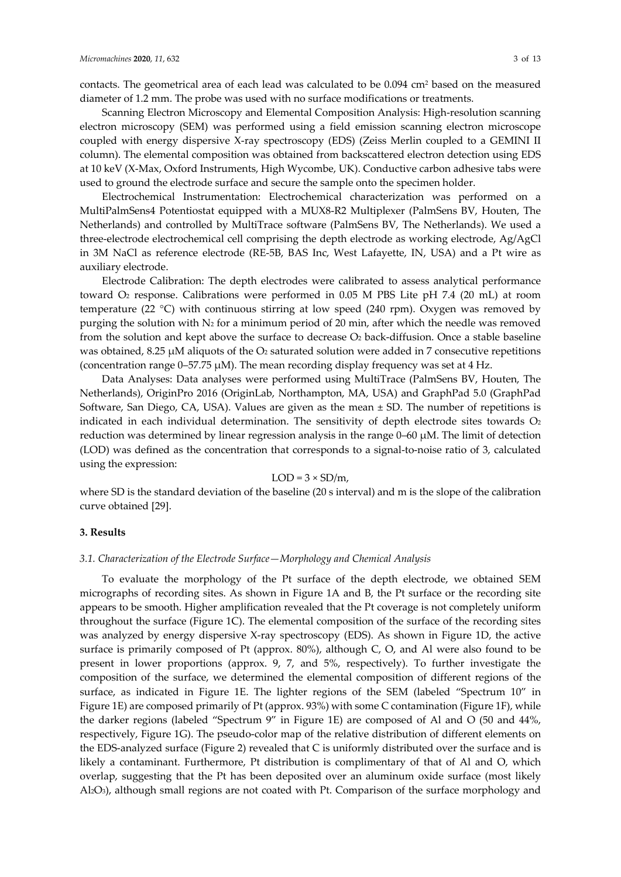contacts. The geometrical area of each lead was calculated to be 0.094 $cm^2$ based on the measured diameter of 1.2 mm. The probe was used with no surface modifications or treatments.

Scanning Electron Microscopy and Elemental Composition Analysis: High-resolution scanning electron microscopy (SEM) was performed using a field emission scanning electron microscope coupled with energy dispersive X-ray spectroscopy (EDS) (Zeiss Merlin coupled to a GEMINI II column). The elemental composition was obtained from backscattered electron detection using EDS at 10 keV (X-Max, Oxford Instruments, High Wycombe, UK). Conductive carbon adhesive tabs were used to ground the electrode surface and secure the sample onto the specimen holder.

Electrochemical Instrumentation: Electrochemical characterization was performed on a MultiPalmSens4 Potentiostat equipped with a MUX8-R2 Multiplexer (PalmSens BV, Houten, The Netherlands) and controlled by MultiTrace software (PalmSens BV, The Netherlands). We used a three-electrode electrochemical cell comprising the depth electrode as working electrode, Ag/AgCl in 3M NaCl as reference electrode (RE-5B, BAS Inc, West Lafayette, IN, USA) and a Pt wire as auxiliary electrode.

Electrode Calibration: The depth electrodes were calibrated to assess analytical performance toward $O_2$ response. Calibrations were performed in 0.05 M PBS Lite pH 7.4 (20 mL) at room temperature (22 °C) with continuous stirring at low speed (240 rpm). Oxygen was removed by purging the solution with $N_2$ for a minimum period of 20 min, after which the needle was removed from the solution and kept above the surface to decrease $O_2$ back-diffusion. Once a stable baseline was obtained, 8.25 μM aliquots of the $O_2$ saturated solution were added in 7 consecutive repetitions (concentration range 0–57.75 μM). The mean recording display frequency was set at 4 Hz.

Data Analyses: Data analyses were performed using MultiTrace (PalmSens BV, Houten, The Netherlands), OriginPro 2016 (OriginLab, Northampton, MA, USA) and GraphPad 5.0 (GraphPad Software, San Diego, CA, USA). Values are given as the mean ± SD. The number of repetitions is indicated in each individual determination. The sensitivity of depth electrode sites towards $O_2$ reduction was determined by linear regression analysis in the range 0–60 μM. The limit of detection (LOD) was defined as the concentration that corresponds to a signal-to-noise ratio of 3, calculated using the expression:

$$LOD = 3 \times SD/m,$$

where SD is the standard deviation of the baseline (20 s interval) and m is the slope of the calibration curve obtained [29].

## 3. Results

### 3.1. Characterization of the Electrode Surface—Morphology and Chemical Analysis

To evaluate the morphology of the Pt surface of the depth electrode, we obtained SEM micrographs of recording sites. As shown in Figure 1A and B, the Pt surface or the recording site appears to be smooth. Higher amplification revealed that the Pt coverage is not completely uniform throughout the surface (Figure 1C). The elemental composition of the surface of the recording sites was analyzed by energy dispersive X-ray spectroscopy (EDS). As shown in Figure 1D, the active surface is primarily composed of Pt (approx. 80%), although C, O, and Al were also found to be present in lower proportions (approx. 9, 7, and 5%, respectively). To further investigate the composition of the surface, we determined the elemental composition of different regions of the surface, as indicated in Figure 1E. The lighter regions of the SEM (labeled "Spectrum 10" in Figure 1E) are composed primarily of Pt (approx. 93%) with some C contamination (Figure 1F), while the darker regions (labeled "Spectrum 9" in Figure 1E) are composed of Al and O (50 and 44%, respectively, Figure 1G). The pseudo-color map of the relative distribution of different elements on the EDS-analyzed surface (Figure 2) revealed that C is uniformly distributed over the surface and is likely a contaminant. Furthermore, Pt distribution is complimentary of that of Al and O, which overlap, suggesting that the Pt has been deposited over an aluminum oxide surface (most likely $Al_2O_3$), although small regions are not coated with Pt. Comparison of the surface morphology and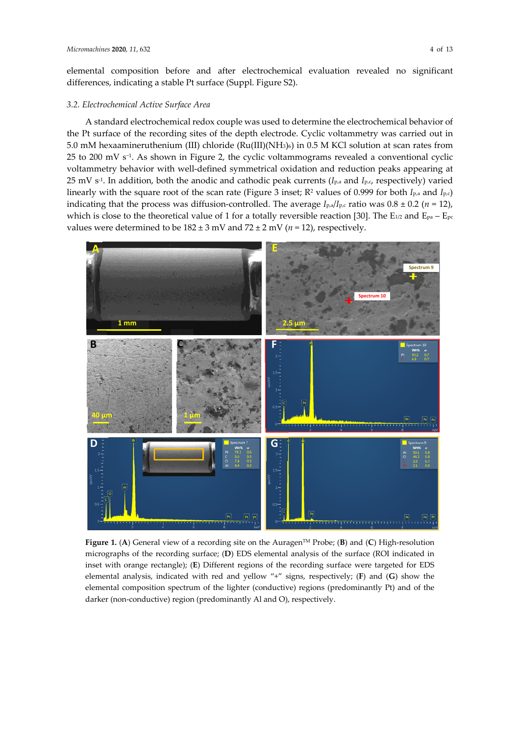elemental composition before and after electrochemical evaluation revealed no significant differences, indicating a stable Pt surface (Suppl. Figure S2).

### 3.2. Electrochemical Active Surface Area

A standard electrochemical redox couple was used to determine the electrochemical behavior of the Pt surface of the recording sites of the depth electrode. Cyclic voltammetry was carried out in 5.0 mM hexaamineruthenium (III) chloride ($Ru(III)(NH_3)_6$) in 0.5 M KCl solution at scan rates from 25 to 200 mV $s^{-1}$. As shown in Figure 2, the cyclic voltammograms revealed a conventional cyclic voltammetry behavior with well-defined symmetrical oxidation and reduction peaks appearing at 25 mV $s^{-1}$. In addition, both the anodic and cathodic peak currents ($I_{p,a}$ and $I_{p,c}$, respectively) varied linearly with the square root of the scan rate (Figure 3 inset; $R^2$ values of 0.999 for both $I_{p,a}$ and $I_{p,c}$) indicating that the process was diffusion-controlled. The average $I_{p,a}/I_{p,c}$ ratio was 0.8 ± 0.2 ($n = 12$), which is close to the theoretical value of 1 for a totally reversible reaction [30]. The $E_{1/2}$ and $E_{pa} - E_{pc}$ values were determined to be 182 ± 3 mV and 72 ± 2 mV ($n = 12$), respectively.

**Figure 1.** (**A**) General view of a recording site on the Auragen™ Probe; (**B**) and (**C**) High-resolution micrographs of the recording surface; (**D**) EDS elemental analysis of the surface (ROI indicated in inset with orange rectangle); (**E**) Different regions of the recording surface were targeted for EDS elemental analysis, indicated with red and yellow "+" signs, respectively; (**F**) and (**G**) show the elemental composition spectrum of the lighter (conductive) regions (predominantly Pt) and of the darker (non-conductive) region (predominantly Al and O), respectively.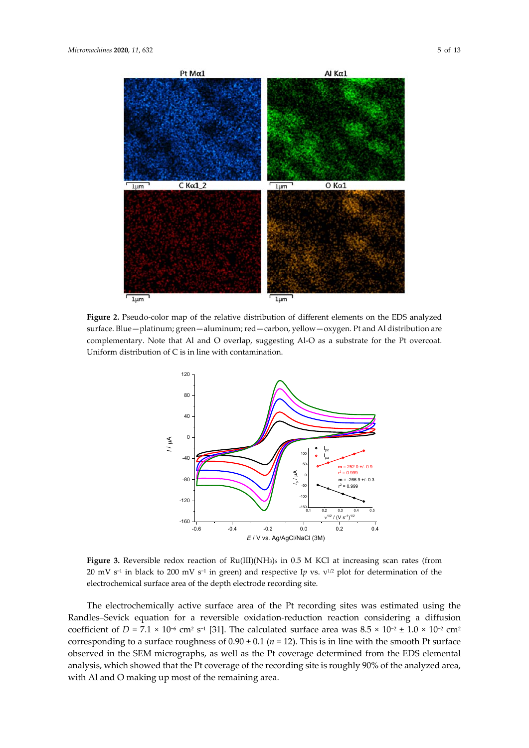**Figure 2.** Pseudo-color map of the relative distribution of different elements on the EDS analyzed surface. Blue—platinum; green—aluminum; red—carbon, yellow—oxygen. Pt and Al distribution are complementary. Note that Al and O overlap, suggesting Al-O as a substrate for the Pt overcoat. Uniform distribution of C is in line with contamination.

**Figure 3.** Reversible redox reaction of Ru(III)$(NH_3)_6$ in 0.5 M KCl at increasing scan rates (from 20 mV $s^{-1}$ in black to 200 mV $s^{-1}$ in green) and respective $I_p$ vs. $\nu^{1/2}$ plot for determination of the electrochemical surface area of the depth electrode recording site.

The electrochemically active surface area of the Pt recording sites was estimated using the Randles–Sevick equation for a reversible oxidation-reduction reaction considering a diffusion coefficient of $D = 7.1 \times 10^{-6}$ cm$^2$ s$^{-1}$ [31]. The calculated surface area was $8.5 \times 10^{-2} \pm 1.0 \times 10^{-2}$ cm$^2$ corresponding to a surface roughness of $0.90 \pm 0.1$ ($n = 12$). This is in line with the smooth Pt surface observed in the SEM micrographs, as well as the Pt coverage determined from the EDS elemental analysis, which showed that the Pt coverage of the recording site is roughly 90% of the analyzed area, with Al and O making up most of the remaining area.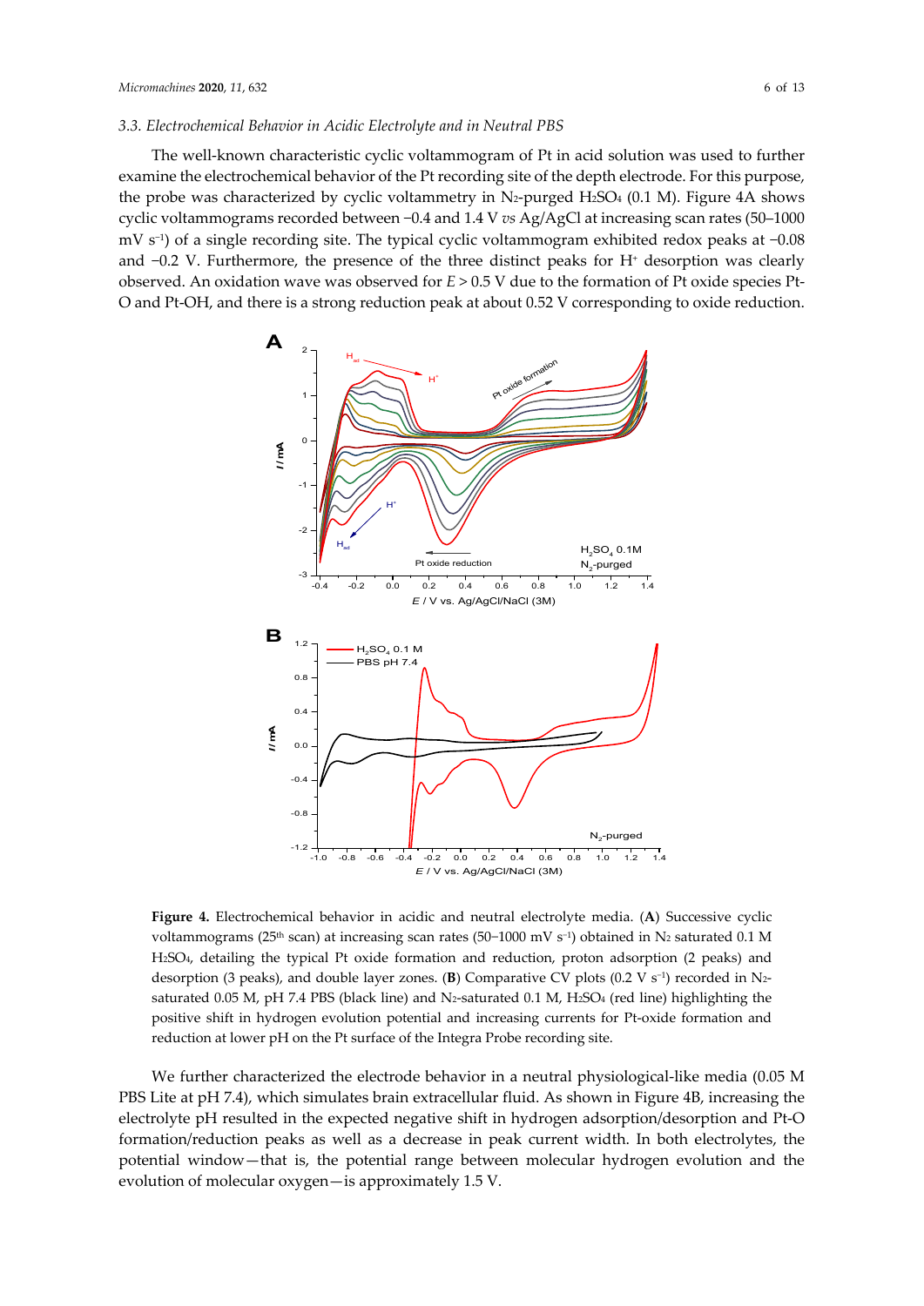### 3.3. Electrochemical Behavior in Acidic Electrolyte and in Neutral PBS

The well-known characteristic cyclic voltammogram of Pt in acid solution was used to further examine the electrochemical behavior of the Pt recording site of the depth electrode. For this purpose, the probe was characterized by cyclic voltammetry in $N_2$-purged $H_2SO_4$ (0.1 M). Figure 4A shows cyclic voltammograms recorded between −0.4 and 1.4 V *vs* Ag/AgCl at increasing scan rates (50–1000 mV $s^{-1}$) of a single recording site. The typical cyclic voltammogram exhibited redox peaks at −0.08 and −0.2 V. Furthermore, the presence of the three distinct peaks for $H^+$ desorption was clearly observed. An oxidation wave was observed for $E > 0.5$ V due to the formation of Pt oxide species Pt-O and Pt-OH, and there is a strong reduction peak at about 0.52 V corresponding to oxide reduction.

**Figure 4.** Electrochemical behavior in acidic and neutral electrolyte media. (**A**) Successive cyclic voltammograms (25th scan) at increasing scan rates (50−1000 mV $s^{-1}$) obtained in $N_2$ saturated 0.1 M $H_2SO_4$, detailing the typical Pt oxide formation and reduction, proton adsorption (2 peaks) and desorption (3 peaks), and double layer zones. (**B**) Comparative CV plots (0.2 V $s^{-1}$) recorded in $N_2$-saturated 0.05 M, pH 7.4 PBS (black line) and $N_2$-saturated 0.1 M, $H_2SO_4$ (red line) highlighting the positive shift in hydrogen evolution potential and increasing currents for Pt-oxide formation and reduction at lower pH on the Pt surface of the Integra Probe recording site.

We further characterized the electrode behavior in a neutral physiological-like media (0.05 M PBS Lite at pH 7.4), which simulates brain extracellular fluid. As shown in Figure 4B, increasing the electrolyte pH resulted in the expected negative shift in hydrogen adsorption/desorption and Pt-O formation/reduction peaks as well as a decrease in peak current width. In both electrolytes, the potential window—that is, the potential range between molecular hydrogen evolution and the evolution of molecular oxygen—is approximately 1.5 V.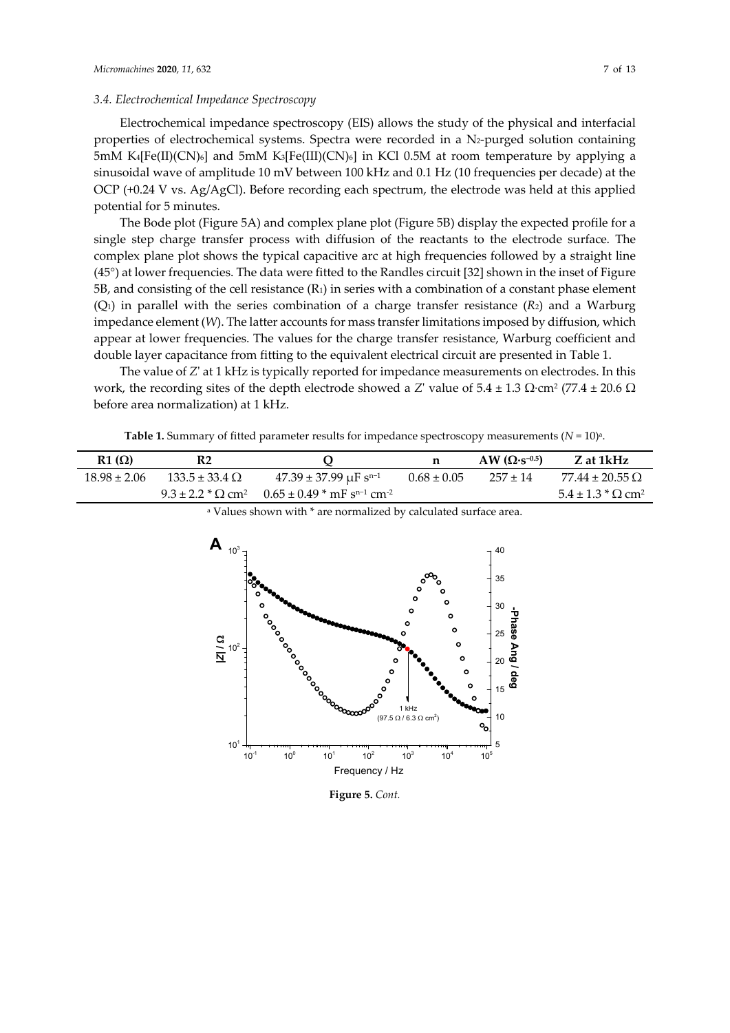### 3.4. Electrochemical Impedance Spectroscopy

Electrochemical impedance spectroscopy (EIS) allows the study of the physical and interfacial properties of electrochemical systems. Spectra were recorded in a $N_2$-purged solution containing 5mM $K_4[Fe(II)(CN)_6]$ and 5mM $K_3[Fe(III)(CN)_6]$ in KCl 0.5M at room temperature by applying a sinusoidal wave of amplitude 10 mV between 100 kHz and 0.1 Hz (10 frequencies per decade) at the OCP (+0.24 V vs. Ag/AgCl). Before recording each spectrum, the electrode was held at this applied potential for 5 minutes.

The Bode plot (Figure 5A) and complex plane plot (Figure 5B) display the expected profile for a single step charge transfer process with diffusion of the reactants to the electrode surface. The complex plane plot shows the typical capacitive arc at high frequencies followed by a straight line (45°) at lower frequencies. The data were fitted to the Randles circuit [32] shown in the inset of Figure 5B, and consisting of the cell resistance ($R_1$) in series with a combination of a constant phase element ($Q_1$) in parallel with the series combination of a charge transfer resistance ($R_2$) and a Warburg impedance element ($W$). The latter accounts for mass transfer limitations imposed by diffusion, which appear at lower frequencies. The values for the charge transfer resistance, Warburg coefficient and double layer capacitance from fitting to the equivalent electrical circuit are presented in Table 1.

The value of $Z'$ at 1 kHz is typically reported for impedance measurements on electrodes. In this work, the recording sites of the depth electrode showed a $Z'$ value of 5.4 ± 1.3 Ω·cm² (77.4 ± 20.6 Ω before area normalization) at 1 kHz.

**Table 1.** Summary of fitted parameter results for impedance spectroscopy measurements ($N = 10$)[a].

| R1 (Ω) | R2 | Q | n | AW ($\Omega \cdot s^{-0.5}$) | Z at 1kHz |
|---|---|---|---|---|---|
| 18.98 ± 2.06 | 133.5 ± 33.4 Ω | 47.39 ± 37.99 μF $s^{n-1}$ | 0.68 ± 0.05 | 257 ± 14 | 77.44 ± 20.55 Ω |
| | 9.3 ± 2.2 * Ω cm² | 0.65 ± 0.49 * mF $s^{n-1}$ cm⁻² | | | 5.4 ± 1.3 * Ω cm² |

[a] Values shown with * are normalized by calculated surface area.

**Figure 5.** *Cont.*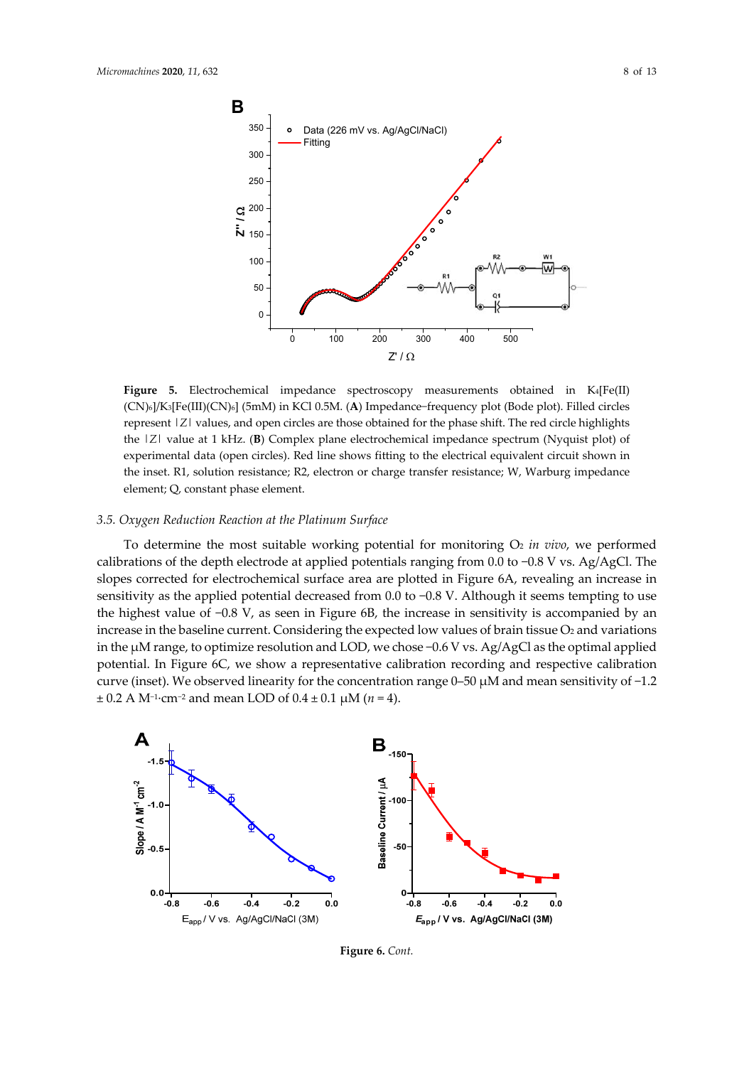**Figure 5.** Electrochemical impedance spectroscopy measurements obtained in $K_4[Fe(II)(CN)_6]/K_3[Fe(III)(CN)_6]$ (5mM) in KCl 0.5M. (**A**) Impedance–frequency plot (Bode plot). Filled circles represent |Z| values, and open circles are those obtained for the phase shift. The red circle highlights the |Z| value at 1 kHz. (**B**) Complex plane electrochemical impedance spectrum (Nyquist plot) of experimental data (open circles). Red line shows fitting to the electrical equivalent circuit shown in the inset. R1, solution resistance; R2, electron or charge transfer resistance; W, Warburg impedance element; Q, constant phase element.

### 3.5. Oxygen Reduction Reaction at the Platinum Surface

To determine the most suitable working potential for monitoring $O_2$ *in vivo*, we performed calibrations of the depth electrode at applied potentials ranging from 0.0 to −0.8 V vs. Ag/AgCl. The slopes corrected for electrochemical surface area are plotted in Figure 6A, revealing an increase in sensitivity as the applied potential decreased from 0.0 to −0.8 V. Although it seems tempting to use the highest value of −0.8 V, as seen in Figure 6B, the increase in sensitivity is accompanied by an increase in the baseline current. Considering the expected low values of brain tissue $O_2$ and variations in the µM range, to optimize resolution and LOD, we chose −0.6 V vs. Ag/AgCl as the optimal applied potential. In Figure 6C, we show a representative calibration recording and respective calibration curve (inset). We observed linearity for the concentration range 0–50 µM and mean sensitivity of −1.2 ± 0.2 A $M^{-1} \cdot cm^{-2}$ and mean LOD of 0.4 ± 0.1 µM ($n = 4$).

**Figure 6.** *Cont.*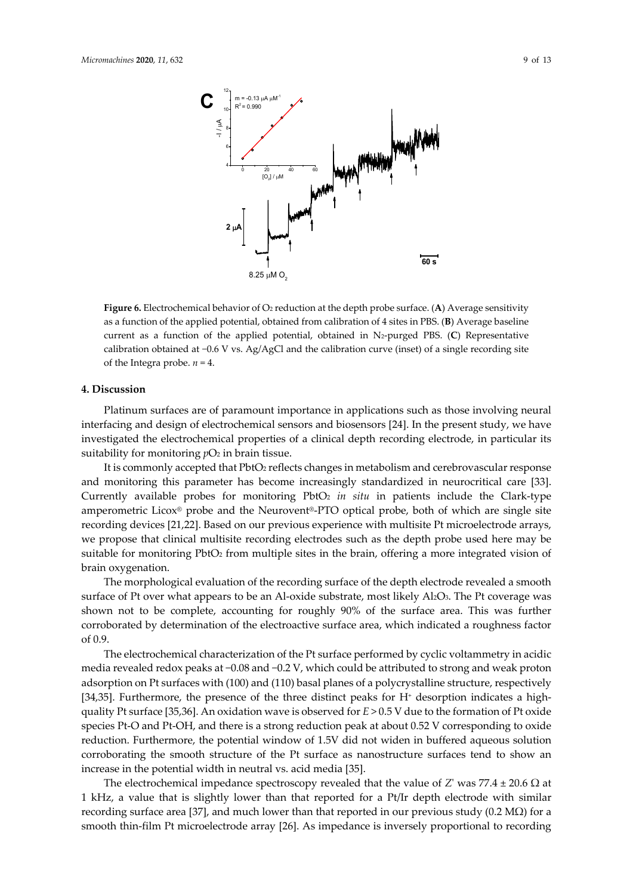**Figure 6.** Electrochemical behavior of $O_2$ reduction at the depth probe surface. (**A**) Average sensitivity as a function of the applied potential, obtained from calibration of 4 sites in PBS. (**B**) Average baseline current as a function of the applied potential, obtained in $N_2$-purged PBS. (**C**) Representative calibration obtained at −0.6 V vs. Ag/AgCl and the calibration curve (inset) of a single recording site of the Integra probe. $n = 4$.

## 4. Discussion

Platinum surfaces are of paramount importance in applications such as those involving neural interfacing and design of electrochemical sensors and biosensors [24]. In the present study, we have investigated the electrochemical properties of a clinical depth recording electrode, in particular its suitability for monitoring $pO_2$ in brain tissue.

It is commonly accepted that $PbtO_2$ reflects changes in metabolism and cerebrovascular response and monitoring this parameter has become increasingly standardized in neurocritical care [33]. Currently available probes for monitoring $PbtO_2$ *in situ* in patients include the Clark-type amperometric Licox® probe and the Neurovent®-PTO optical probe, both of which are single site recording devices [21,22]. Based on our previous experience with multisite Pt microelectrode arrays, we propose that clinical multisite recording electrodes such as the depth probe used here may be suitable for monitoring $PbtO_2$ from multiple sites in the brain, offering a more integrated vision of brain oxygenation.

The morphological evaluation of the recording surface of the depth electrode revealed a smooth surface of Pt over what appears to be an Al-oxide substrate, most likely $Al_2O_3$. The Pt coverage was shown not to be complete, accounting for roughly 90% of the surface area. This was further corroborated by determination of the electroactive surface area, which indicated a roughness factor of 0.9.

The electrochemical characterization of the Pt surface performed by cyclic voltammetry in acidic media revealed redox peaks at −0.08 and −0.2 V, which could be attributed to strong and weak proton adsorption on Pt surfaces with (100) and (110) basal planes of a polycrystalline structure, respectively [34,35]. Furthermore, the presence of the three distinct peaks for $H^+$ desorption indicates a high-quality Pt surface [35,36]. An oxidation wave is observed for $E > 0.5$ V due to the formation of Pt oxide species Pt-O and Pt-OH, and there is a strong reduction peak at about 0.52 V corresponding to oxide reduction. Furthermore, the potential window of 1.5V did not widen in buffered aqueous solution corroborating the smooth structure of the Pt surface as nanostructure surfaces tend to show an increase in the potential width in neutral vs. acid media [35].

The electrochemical impedance spectroscopy revealed that the value of $Z'$ was 77.4 ± 20.6 Ω at 1 kHz, a value that is slightly lower than that reported for a Pt/Ir depth electrode with similar recording surface area [37], and much lower than that reported in our previous study (0.2 MΩ) for a smooth thin-film Pt microelectrode array [26]. As impedance is inversely proportional to recording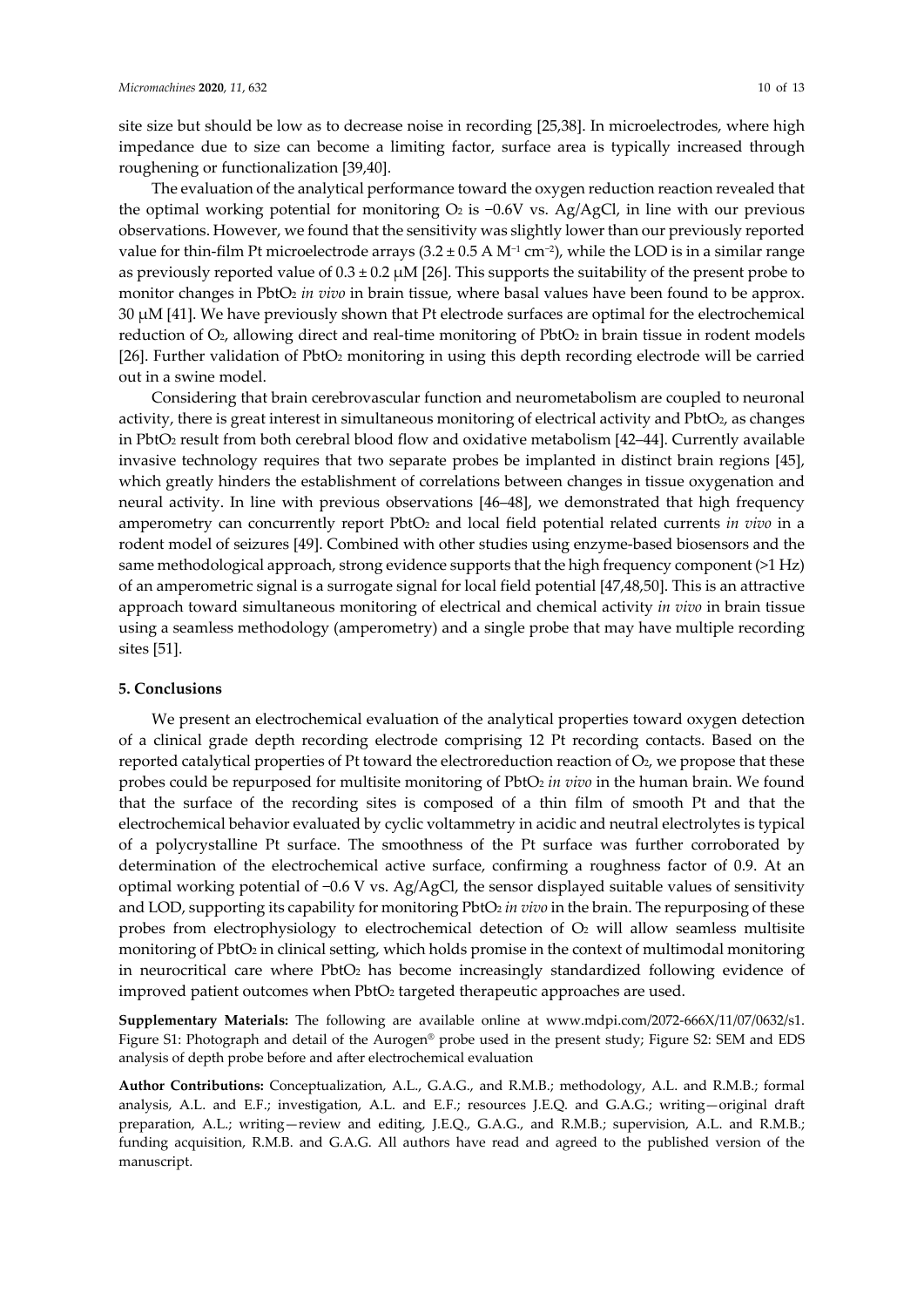site size but should be low as to decrease noise in recording [25,38]. In microelectrodes, where high impedance due to size can become a limiting factor, surface area is typically increased through roughening or functionalization [39,40].

The evaluation of the analytical performance toward the oxygen reduction reaction revealed that the optimal working potential for monitoring $O_2$ is −0.6V vs. Ag/AgCl, in line with our previous observations. However, we found that the sensitivity was slightly lower than our previously reported value for thin-film Pt microelectrode arrays ($3.2 \pm 0.5$ A $M^{-1}$ $cm^{-2}$), while the LOD is in a similar range as previously reported value of $0.3 \pm 0.2$ μM [26]. This supports the suitability of the present probe to monitor changes in $PbtO_2$ *in vivo* in brain tissue, where basal values have been found to be approx. 30 μM [41]. We have previously shown that Pt electrode surfaces are optimal for the electrochemical reduction of $O_2$, allowing direct and real-time monitoring of $PbtO_2$ in brain tissue in rodent models [26]. Further validation of $PbtO_2$ monitoring in using this depth recording electrode will be carried out in a swine model.

Considering that brain cerebrovascular function and neurometabolism are coupled to neuronal activity, there is great interest in simultaneous monitoring of electrical activity and $PbtO_2$, as changes in $PbtO_2$ result from both cerebral blood flow and oxidative metabolism [42–44]. Currently available invasive technology requires that two separate probes be implanted in distinct brain regions [45], which greatly hinders the establishment of correlations between changes in tissue oxygenation and neural activity. In line with previous observations [46–48], we demonstrated that high frequency amperometry can concurrently report $PbtO_2$ and local field potential related currents *in vivo* in a rodent model of seizures [49]. Combined with other studies using enzyme-based biosensors and the same methodological approach, strong evidence supports that the high frequency component (>1 Hz) of an amperometric signal is a surrogate signal for local field potential [47,48,50]. This is an attractive approach toward simultaneous monitoring of electrical and chemical activity *in vivo* in brain tissue using a seamless methodology (amperometry) and a single probe that may have multiple recording sites [51].

## 5. Conclusions

We present an electrochemical evaluation of the analytical properties toward oxygen detection of a clinical grade depth recording electrode comprising 12 Pt recording contacts. Based on the reported catalytical properties of Pt toward the electroreduction reaction of $O_2$, we propose that these probes could be repurposed for multisite monitoring of $PbtO_2$ *in vivo* in the human brain. We found that the surface of the recording sites is composed of a thin film of smooth Pt and that the electrochemical behavior evaluated by cyclic voltammetry in acidic and neutral electrolytes is typical of a polycrystalline Pt surface. The smoothness of the Pt surface was further corroborated by determination of the electrochemical active surface, confirming a roughness factor of 0.9. At an optimal working potential of −0.6 V vs. Ag/AgCl, the sensor displayed suitable values of sensitivity and LOD, supporting its capability for monitoring $PbtO_2$ *in vivo* in the brain. The repurposing of these probes from electrophysiology to electrochemical detection of $O_2$ will allow seamless multisite monitoring of $PbtO_2$ in clinical setting, which holds promise in the context of multimodal monitoring in neurocritical care where $PbtO_2$ has become increasingly standardized following evidence of improved patient outcomes when $PbtO_2$ targeted therapeutic approaches are used.

**Supplementary Materials:** The following are available online at www.mdpi.com/2072-666X/11/07/0632/s1. Figure S1: Photograph and detail of the Aurogen® probe used in the present study; Figure S2: SEM and EDS analysis of depth probe before and after electrochemical evaluation

**Author Contributions:** Conceptualization, A.L., G.A.G., and R.M.B.; methodology, A.L. and R.M.B.; formal analysis, A.L. and E.F.; investigation, A.L. and E.F.; resources J.E.Q. and G.A.G.; writing—original draft preparation, A.L.; writing—review and editing, J.E.Q., G.A.G., and R.M.B.; supervision, A.L. and R.M.B.; funding acquisition, R.M.B. and G.A.G. All authors have read and agreed to the published version of the manuscript.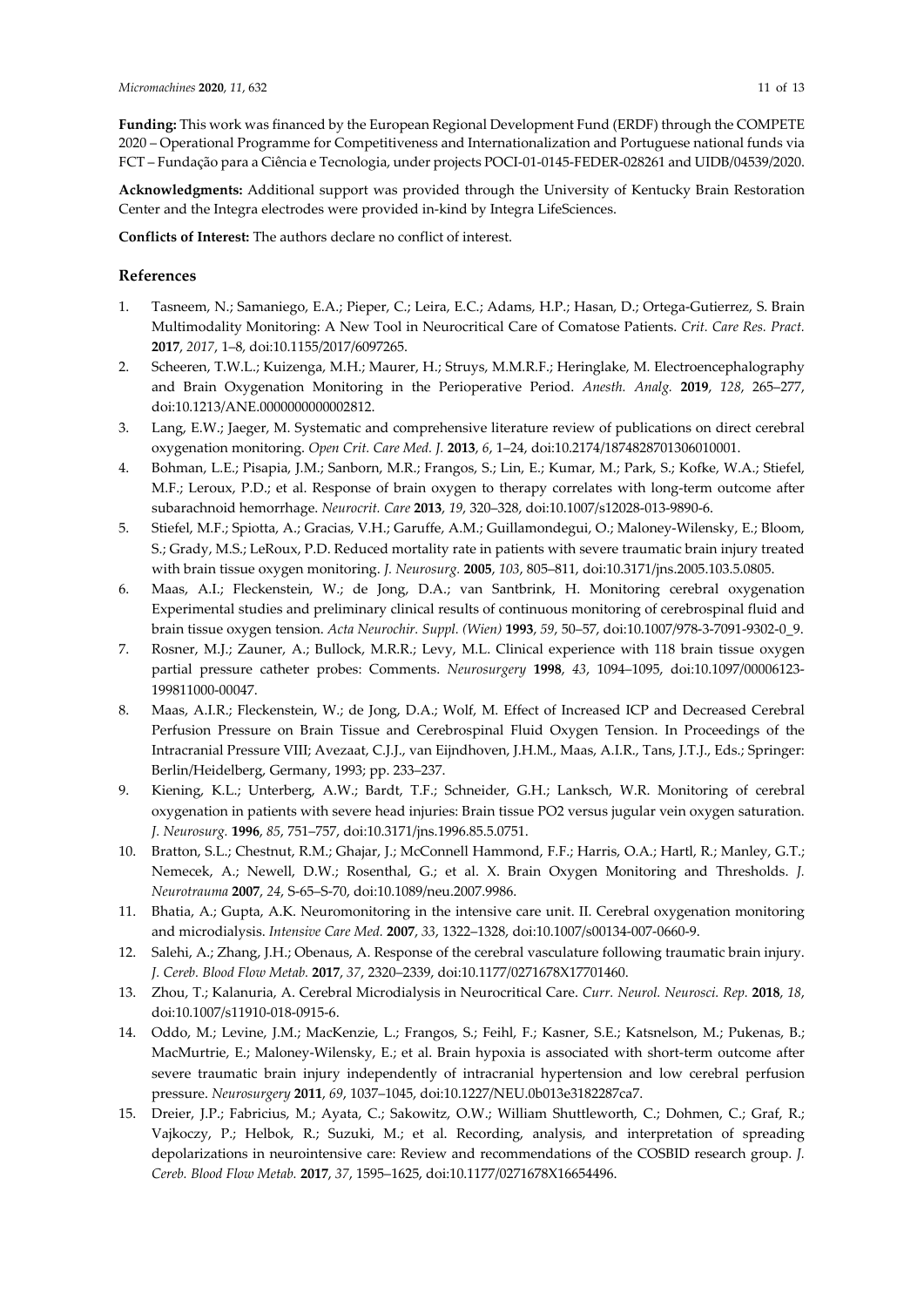**Funding:** This work was financed by the European Regional Development Fund (ERDF) through the COMPETE 2020 – Operational Programme for Competitiveness and Internationalization and Portuguese national funds via FCT – Fundação para a Ciência e Tecnologia, under projects POCI-01-0145-FEDER-028261 and UIDB/04539/2020.

**Acknowledgments:** Additional support was provided through the University of Kentucky Brain Restoration Center and the Integra electrodes were provided in-kind by Integra LifeSciences.

**Conflicts of Interest:** The authors declare no conflict of interest.

## References

1. Tasneem, N.; Samaniego, E.A.; Pieper, C.; Leira, E.C.; Adams, H.P.; Hasan, D.; Ortega-Gutierrez, S. Brain Multimodality Monitoring: A New Tool in Neurocritical Care of Comatose Patients. *Crit. Care Res. Pract.* **2017**, *2017*, 1–8, doi:10.1155/2017/6097265.
2. Scheeren, T.W.L.; Kuizenga, M.H.; Maurer, H.; Struys, M.M.R.F.; Heringlake, M. Electroencephalography and Brain Oxygenation Monitoring in the Perioperative Period. *Anesth. Analg.* **2019**, *128*, 265–277, doi:10.1213/ANE.0000000000002812.
3. Lang, E.W.; Jaeger, M. Systematic and comprehensive literature review of publications on direct cerebral oxygenation monitoring. *Open Crit. Care Med. J.* **2013**, *6*, 1–24, doi:10.2174/1874828701306010001.
4. Bohman, L.E.; Pisapia, J.M.; Sanborn, M.R.; Frangos, S.; Lin, E.; Kumar, M.; Park, S.; Kofke, W.A.; Stiefel, M.F.; Leroux, P.D.; et al. Response of brain oxygen to therapy correlates with long-term outcome after subarachnoid hemorrhage. *Neurocrit. Care* **2013**, *19*, 320–328, doi:10.1007/s12028-013-9890-6.
5. Stiefel, M.F.; Spiotta, A.; Gracias, V.H.; Garuffe, A.M.; Guillamondegui, O.; Maloney-Wilensky, E.; Bloom, S.; Grady, M.S.; LeRoux, P.D. Reduced mortality rate in patients with severe traumatic brain injury treated with brain tissue oxygen monitoring. *J. Neurosurg.* **2005**, *103*, 805–811, doi:10.3171/jns.2005.103.5.0805.
6. Maas, A.I.; Fleckenstein, W.; de Jong, D.A.; van Santbrink, H. Monitoring cerebral oxygenation Experimental studies and preliminary clinical results of continuous monitoring of cerebrospinal fluid and brain tissue oxygen tension. *Acta Neurochir. Suppl. (Wien)* **1993**, *59*, 50–57, doi:10.1007/978-3-7091-9302-0_9.
7. Rosner, M.J.; Zauner, A.; Bullock, M.R.R.; Levy, M.L. Clinical experience with 118 brain tissue oxygen partial pressure catheter probes: Comments. *Neurosurgery* **1998**, *43*, 1094–1095, doi:10.1097/00006123-199811000-00047.
8. Maas, A.I.R.; Fleckenstein, W.; de Jong, D.A.; Wolf, M. Effect of Increased ICP and Decreased Cerebral Perfusion Pressure on Brain Tissue and Cerebrospinal Fluid Oxygen Tension. In Proceedings of the Intracranial Pressure VIII; Avezaat, C.J.J., van Eijndhoven, J.H.M., Maas, A.I.R., Tans, J.T.J., Eds.; Springer: Berlin/Heidelberg, Germany, 1993; pp. 233–237.
9. Kiening, K.L.; Unterberg, A.W.; Bardt, T.F.; Schneider, G.H.; Lanksch, W.R. Monitoring of cerebral oxygenation in patients with severe head injuries: Brain tissue PO2 versus jugular vein oxygen saturation. *J. Neurosurg.* **1996**, *85*, 751–757, doi:10.3171/jns.1996.85.5.0751.
10. Bratton, S.L.; Chestnut, R.M.; Ghajar, J.; McConnell Hammond, F.F.; Harris, O.A.; Hartl, R.; Manley, G.T.; Nemecek, A.; Newell, D.W.; Rosenthal, G.; et al. X. Brain Oxygen Monitoring and Thresholds. *J. Neurotrauma* **2007**, *24*, S-65–S-70, doi:10.1089/neu.2007.9986.
11. Bhatia, A.; Gupta, A.K. Neuromonitoring in the intensive care unit. II. Cerebral oxygenation monitoring and microdialysis. *Intensive Care Med.* **2007**, *33*, 1322–1328, doi:10.1007/s00134-007-0660-9.
12. Salehi, A.; Zhang, J.H.; Obenaus, A. Response of the cerebral vasculature following traumatic brain injury. *J. Cereb. Blood Flow Metab.* **2017**, *37*, 2320–2339, doi:10.1177/0271678X17701460.
13. Zhou, T.; Kalanuria, A. Cerebral Microdialysis in Neurocritical Care. *Curr. Neurol. Neurosci. Rep.* **2018**, *18*, doi:10.1007/s11910-018-0915-6.
14. Oddo, M.; Levine, J.M.; MacKenzie, L.; Frangos, S.; Feihl, F.; Kasner, S.E.; Katsnelson, M.; Pukenas, B.; MacMurtrie, E.; Maloney-Wilensky, E.; et al. Brain hypoxia is associated with short-term outcome after severe traumatic brain injury independently of intracranial hypertension and low cerebral perfusion pressure. *Neurosurgery* **2011**, *69*, 1037–1045, doi:10.1227/NEU.0b013e3182287ca7.
15. Dreier, J.P.; Fabricius, M.; Ayata, C.; Sakowitz, O.W.; William Shuttleworth, C.; Dohmen, C.; Graf, R.; Vajkoczy, P.; Helbok, R.; Suzuki, M.; et al. Recording, analysis, and interpretation of spreading depolarizations in neurointensive care: Review and recommendations of the COSBID research group. *J. Cereb. Blood Flow Metab.* **2017**, *37*, 1595–1625, doi:10.1177/0271678X16654496.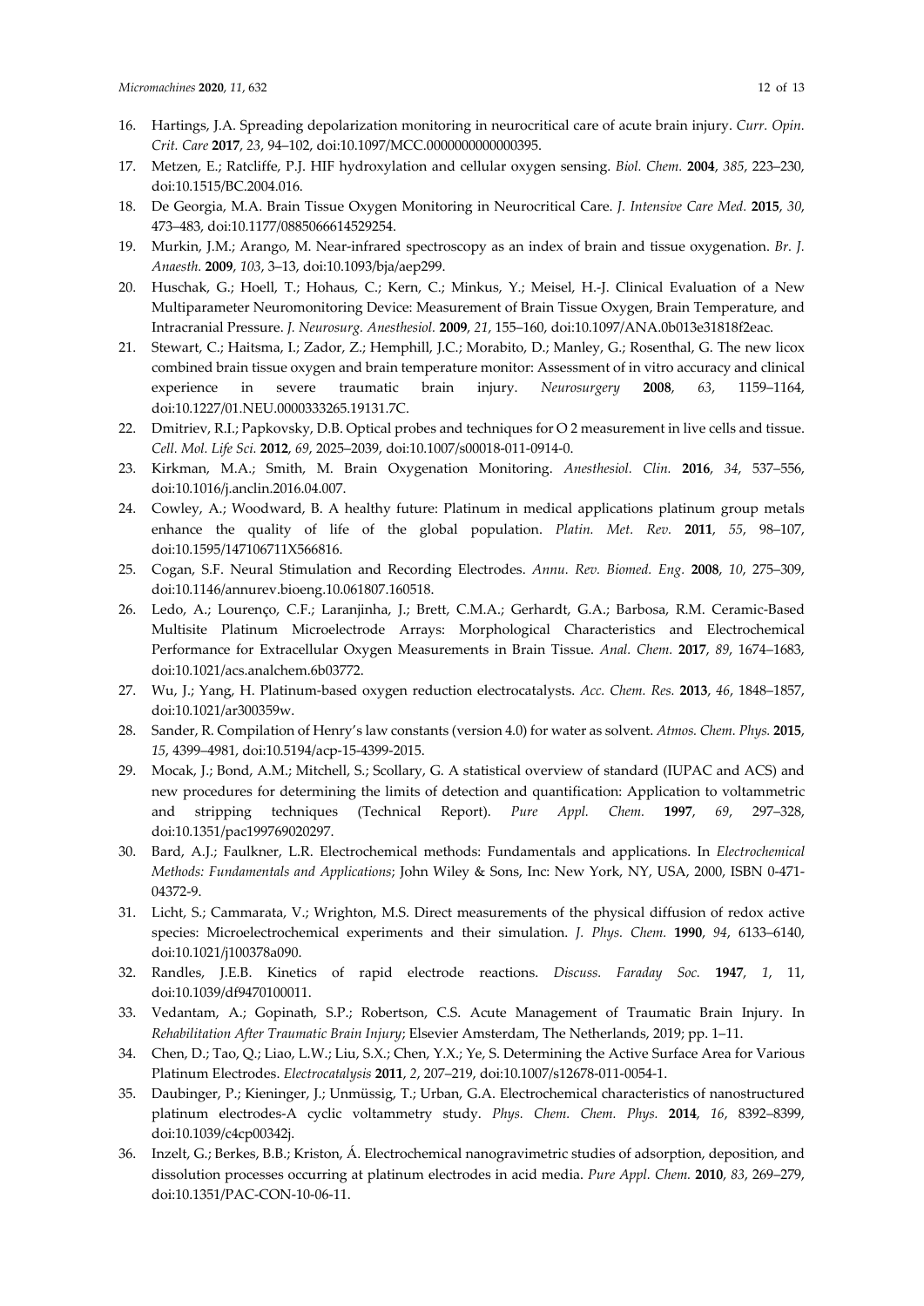16. Hartings, J.A. Spreading depolarization monitoring in neurocritical care of acute brain injury. *Curr. Opin. Crit. Care* **2017**, *23*, 94–102, doi:10.1097/MCC.0000000000000395.
17. Metzen, E.; Ratcliffe, P.J. HIF hydroxylation and cellular oxygen sensing. *Biol. Chem.* **2004**, *385*, 223–230, doi:10.1515/BC.2004.016.
18. De Georgia, M.A. Brain Tissue Oxygen Monitoring in Neurocritical Care. *J. Intensive Care Med.* **2015**, *30*, 473–483, doi:10.1177/0885066614529254.
19. Murkin, J.M.; Arango, M. Near-infrared spectroscopy as an index of brain and tissue oxygenation. *Br. J. Anaesth.* **2009**, *103*, 3–13, doi:10.1093/bja/aep299.
20. Huschak, G.; Hoell, T.; Hohaus, C.; Kern, C.; Minkus, Y.; Meisel, H.-J. Clinical Evaluation of a New Multiparameter Neuromonitoring Device: Measurement of Brain Tissue Oxygen, Brain Temperature, and Intracranial Pressure. *J. Neurosurg. Anesthesiol.* **2009**, *21*, 155–160, doi:10.1097/ANA.0b013e31818f2eac.
21. Stewart, C.; Haitsma, I.; Zador, Z.; Hemphill, J.C.; Morabito, D.; Manley, G.; Rosenthal, G. The new licox combined brain tissue oxygen and brain temperature monitor: Assessment of in vitro accuracy and clinical experience in severe traumatic brain injury. *Neurosurgery* **2008**, *63*, 1159–1164, doi:10.1227/01.NEU.0000333265.19131.7C.
22. Dmitriev, R.I.; Papkovsky, D.B. Optical probes and techniques for O 2 measurement in live cells and tissue. *Cell. Mol. Life Sci.* **2012**, *69*, 2025–2039, doi:10.1007/s00018-011-0914-0.
23. Kirkman, M.A.; Smith, M. Brain Oxygenation Monitoring. *Anesthesiol. Clin.* **2016**, *34*, 537–556, doi:10.1016/j.anclin.2016.04.007.
24. Cowley, A.; Woodward, B. A healthy future: Platinum in medical applications platinum group metals enhance the quality of life of the global population. *Platin. Met. Rev.* **2011**, *55*, 98–107, doi:10.1595/147106711X566816.
25. Cogan, S.F. Neural Stimulation and Recording Electrodes. *Annu. Rev. Biomed. Eng.* **2008**, *10*, 275–309, doi:10.1146/annurev.bioeng.10.061807.160518.
26. Ledo, A.; Lourenço, C.F.; Laranjinha, J.; Brett, C.M.A.; Gerhardt, G.A.; Barbosa, R.M. Ceramic-Based Multisite Platinum Microelectrode Arrays: Morphological Characteristics and Electrochemical Performance for Extracellular Oxygen Measurements in Brain Tissue. *Anal. Chem.* **2017**, *89*, 1674–1683, doi:10.1021/acs.analchem.6b03772.
27. Wu, J.; Yang, H. Platinum-based oxygen reduction electrocatalysts. *Acc. Chem. Res.* **2013**, *46*, 1848–1857, doi:10.1021/ar300359w.
28. Sander, R. Compilation of Henry's law constants (version 4.0) for water as solvent. *Atmos. Chem. Phys.* **2015**, *15*, 4399–4981, doi:10.5194/acp-15-4399-2015.
29. Mocak, J.; Bond, A.M.; Mitchell, S.; Scollary, G. A statistical overview of standard (IUPAC and ACS) and new procedures for determining the limits of detection and quantification: Application to voltammetric and stripping techniques (Technical Report). *Pure Appl. Chem.* **1997**, *69*, 297–328, doi:10.1351/pac199769020297.
30. Bard, A.J.; Faulkner, L.R. Electrochemical methods: Fundamentals and applications. In *Electrochemical Methods: Fundamentals and Applications*; John Wiley & Sons, Inc: New York, NY, USA, 2000, ISBN 0-471-04372-9.
31. Licht, S.; Cammarata, V.; Wrighton, M.S. Direct measurements of the physical diffusion of redox active species: Microelectrochemical experiments and their simulation. *J. Phys. Chem.* **1990**, *94*, 6133–6140, doi:10.1021/j100378a090.
32. Randles, J.E.B. Kinetics of rapid electrode reactions. *Discuss. Faraday Soc.* **1947**, *1*, 11, doi:10.1039/df9470100011.
33. Vedantam, A.; Gopinath, S.P.; Robertson, C.S. Acute Management of Traumatic Brain Injury. In *Rehabilitation After Traumatic Brain Injury*; Elsevier Amsterdam, The Netherlands, 2019; pp. 1–11.
34. Chen, D.; Tao, Q.; Liao, L.W.; Liu, S.X.; Chen, Y.X.; Ye, S. Determining the Active Surface Area for Various Platinum Electrodes. *Electrocatalysis* **2011**, *2*, 207–219, doi:10.1007/s12678-011-0054-1.
35. Daubinger, P.; Kieninger, J.; Unmüssig, T.; Urban, G.A. Electrochemical characteristics of nanostructured platinum electrodes-A cyclic voltammetry study. *Phys. Chem. Chem. Phys.* **2014**, *16*, 8392–8399, doi:10.1039/c4cp00342j.
36. Inzelt, G.; Berkes, B.B.; Kriston, Á. Electrochemical nanogravimetric studies of adsorption, deposition, and dissolution processes occurring at platinum electrodes in acid media. *Pure Appl. Chem.* **2010**, *83*, 269–279, doi:10.1351/PAC-CON-10-06-11.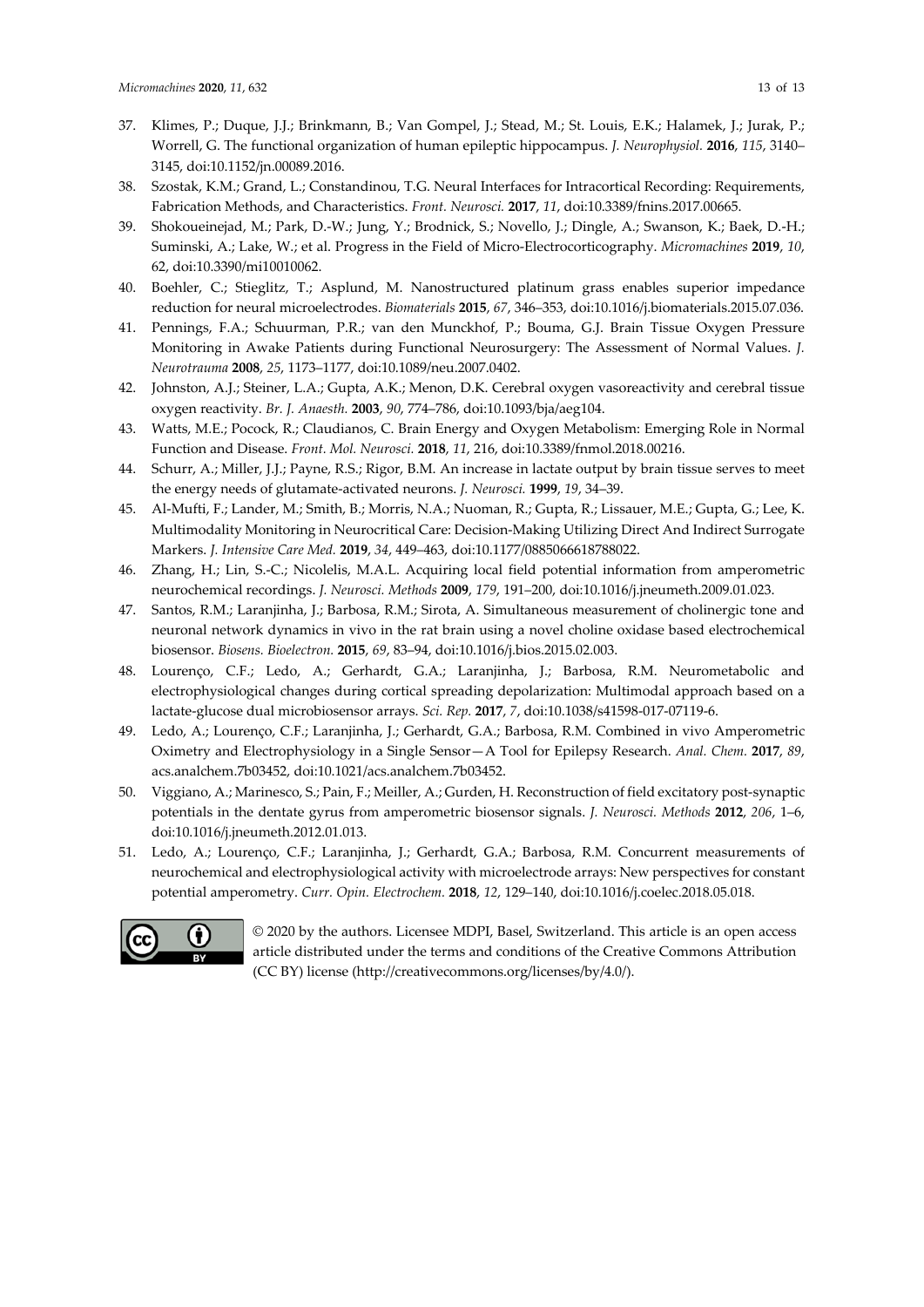37. Klimes, P.; Duque, J.J.; Brinkmann, B.; Van Gompel, J.; Stead, M.; St. Louis, E.K.; Halamek, J.; Jurak, P.; Worrell, G. The functional organization of human epileptic hippocampus. *J. Neurophysiol.* **2016**, *115*, 3140–3145, doi:10.1152/jn.00089.2016.
38. Szostak, K.M.; Grand, L.; Constandinou, T.G. Neural Interfaces for Intracortical Recording: Requirements, Fabrication Methods, and Characteristics. *Front. Neurosci.* **2017**, *11*, doi:10.3389/fnins.2017.00665.
39. Shokoueinejad, M.; Park, D.-W.; Jung, Y.; Brodnick, S.; Novello, J.; Dingle, A.; Swanson, K.; Baek, D.-H.; Suminski, A.; Lake, W.; et al. Progress in the Field of Micro-Electrocorticography. *Micromachines* **2019**, *10*, 62, doi:10.3390/mi10010062.
40. Boehler, C.; Stieglitz, T.; Asplund, M. Nanostructured platinum grass enables superior impedance reduction for neural microelectrodes. *Biomaterials* **2015**, *67*, 346–353, doi:10.1016/j.biomaterials.2015.07.036.
41. Pennings, F.A.; Schuurman, P.R.; van den Munckhof, P.; Bouma, G.J. Brain Tissue Oxygen Pressure Monitoring in Awake Patients during Functional Neurosurgery: The Assessment of Normal Values. *J. Neurotrauma* **2008**, *25*, 1173–1177, doi:10.1089/neu.2007.0402.
42. Johnston, A.J.; Steiner, L.A.; Gupta, A.K.; Menon, D.K. Cerebral oxygen vasoreactivity and cerebral tissue oxygen reactivity. *Br. J. Anaesth.* **2003**, *90*, 774–786, doi:10.1093/bja/aeg104.
43. Watts, M.E.; Pocock, R.; Claudianos, C. Brain Energy and Oxygen Metabolism: Emerging Role in Normal Function and Disease. *Front. Mol. Neurosci.* **2018**, *11*, 216, doi:10.3389/fnmol.2018.00216.
44. Schurr, A.; Miller, J.J.; Payne, R.S.; Rigor, B.M. An increase in lactate output by brain tissue serves to meet the energy needs of glutamate-activated neurons. *J. Neurosci.* **1999**, *19*, 34–39.
45. Al-Mufti, F.; Lander, M.; Smith, B.; Morris, N.A.; Nuoman, R.; Gupta, R.; Lissauer, M.E.; Gupta, G.; Lee, K. Multimodality Monitoring in Neurocritical Care: Decision-Making Utilizing Direct And Indirect Surrogate Markers. *J. Intensive Care Med.* **2019**, *34*, 449–463, doi:10.1177/0885066618788022.
46. Zhang, H.; Lin, S.-C.; Nicolelis, M.A.L. Acquiring local field potential information from amperometric neurochemical recordings. *J. Neurosci. Methods* **2009**, *179*, 191–200, doi:10.1016/j.jneumeth.2009.01.023.
47. Santos, R.M.; Laranjinha, J.; Barbosa, R.M.; Sirota, A. Simultaneous measurement of cholinergic tone and neuronal network dynamics in vivo in the rat brain using a novel choline oxidase based electrochemical biosensor. *Biosens. Bioelectron.* **2015**, *69*, 83–94, doi:10.1016/j.bios.2015.02.003.
48. Lourenço, C.F.; Ledo, A.; Gerhardt, G.A.; Laranjinha, J.; Barbosa, R.M. Neurometabolic and electrophysiological changes during cortical spreading depolarization: Multimodal approach based on a lactate-glucose dual microbiosensor arrays. *Sci. Rep.* **2017**, *7*, doi:10.1038/s41598-017-07119-6.
49. Ledo, A.; Lourenço, C.F.; Laranjinha, J.; Gerhardt, G.A.; Barbosa, R.M. Combined in vivo Amperometric Oximetry and Electrophysiology in a Single Sensor—A Tool for Epilepsy Research. *Anal. Chem.* **2017**, *89*, acs.analchem.7b03452, doi:10.1021/acs.analchem.7b03452.
50. Viggiano, A.; Marinesco, S.; Pain, F.; Meiller, A.; Gurden, H. Reconstruction of field excitatory post-synaptic potentials in the dentate gyrus from amperometric biosensor signals. *J. Neurosci. Methods* **2012**, *206*, 1–6, doi:10.1016/j.jneumeth.2012.01.013.
51. Ledo, A.; Lourenço, C.F.; Laranjinha, J.; Gerhardt, G.A.; Barbosa, R.M. Concurrent measurements of neurochemical and electrophysiological activity with microelectrode arrays: New perspectives for constant potential amperometry. *Curr. Opin. Electrochem.* **2018**, *12*, 129–140, doi:10.1016/j.coelec.2018.05.018.

© 2020 by the authors. Licensee MDPI, Basel, Switzerland. This article is an open access article distributed under the terms and conditions of the Creative Commons Attribution (CC BY) license (http://creativecommons.org/licenses/by/4.0/).